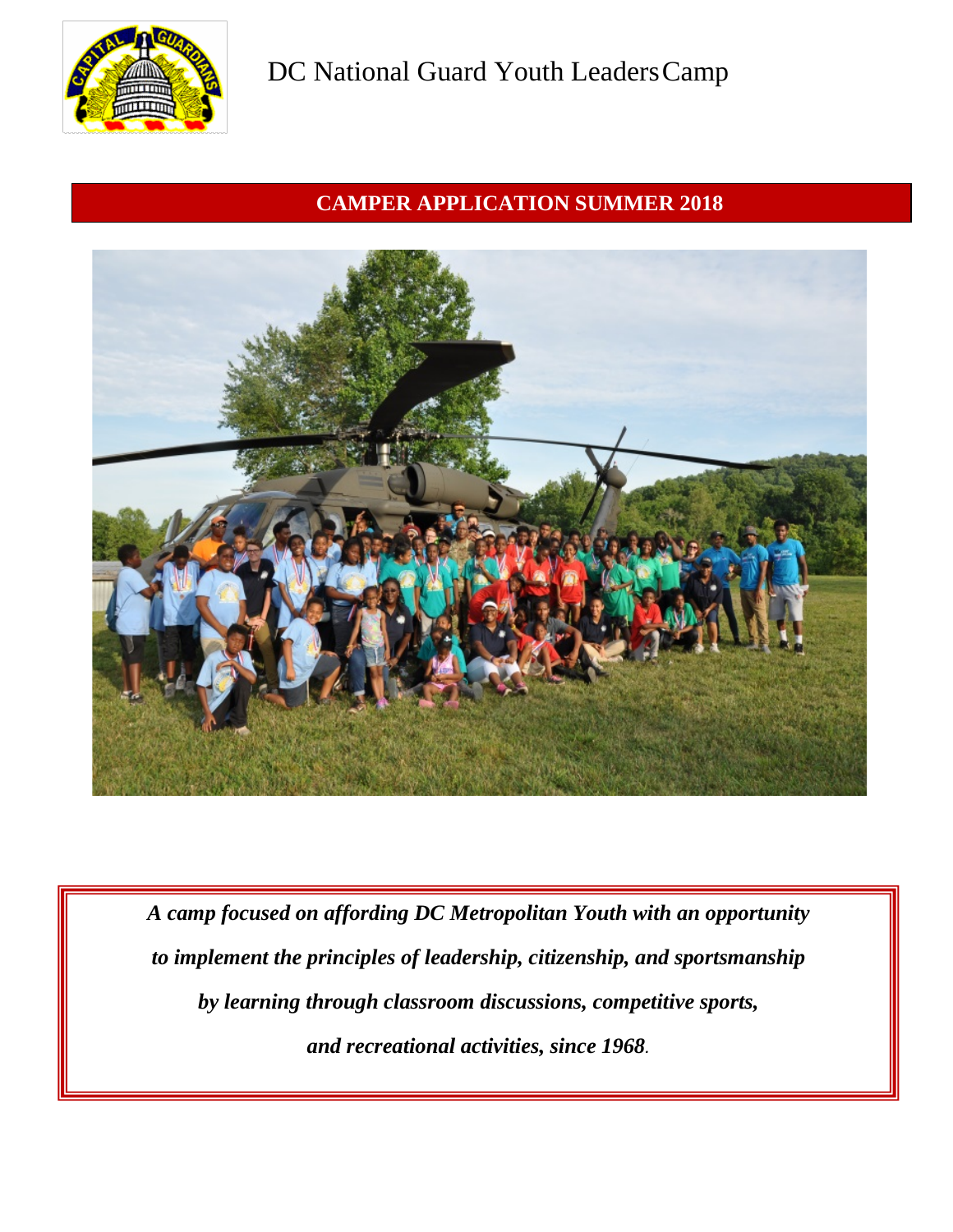# DC National Guard Youth Leaders Camp

## CAMPER APPLICATION SUMMER 2018

***A camp focused on affording DC Metropolitan Youth with an opportunity***

***to implement the principles of leadership, citizenship, and sportsmanship***

***by learning through classroom discussions, competitive sports,***

***and recreational activities, since 1968.***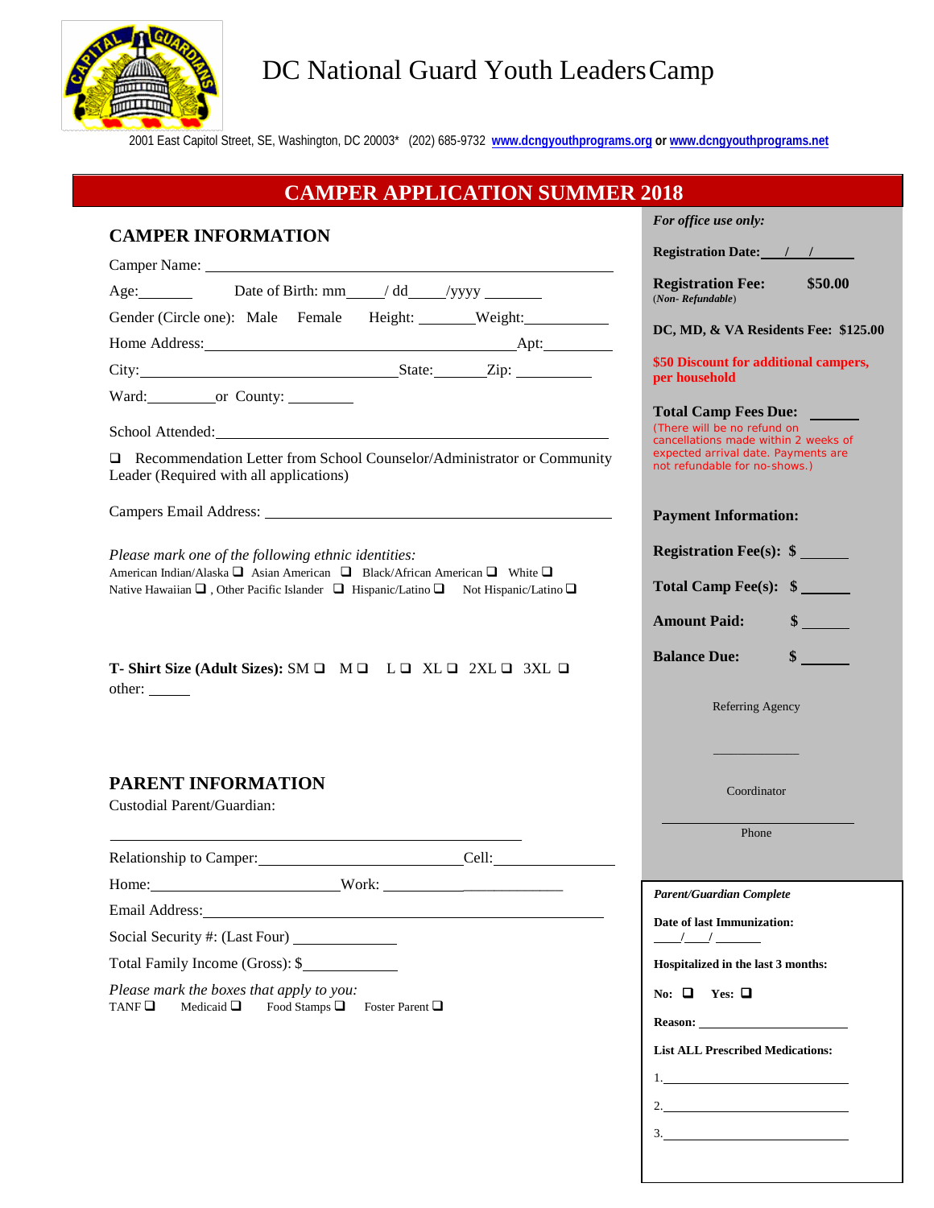# DC National Guard Youth Leaders Camp

2001 East Capitol Street, SE, Washington, DC 20003* (202) 685-9732 **www.dcngyouthprograms.org** or **www.dcngyouthprograms.net**

## CAMPER APPLICATION SUMMER 2018

### CAMPER INFORMATION

Camper Name: ______________________________

Age: _______ Date of Birth: mm_____/ dd_____/yyyy _______

Gender (Circle one): Male Female Height: _______ Weight: __________

Home Address: ______________________________ Apt: _________

City: ______________________ State: _______ Zip: _________

Ward: _________ or County: _________

School Attended: ______________________________

❑ Recommendation Letter from School Counselor/Administrator or Community Leader (Required with all applications)

Campers Email Address: ______________________________

*Please mark one of the following ethnic identities:*
American Indian/Alaska ❑ Asian American ❑ Black/African American ❑ White ❑
Native Hawaiian ❑ , Other Pacific Islander ❑ Hispanic/Latino ❑ Not Hispanic/Latino ❑

**T- Shirt Size (Adult Sizes):** SM ❑ M ❑ L ❑ XL ❑ 2XL ❑ 3XL ❑
other: _____

### PARENT INFORMATION

Custodial Parent/Guardian:

______________________________

Relationship to Camper: ______________________ Cell: ______________

Home: ______________________ Work: ______________________

Email Address: ______________________________

Social Security #: (Last Four) ___________

Total Family Income (Gross): $ ___________

*Please mark the boxes that apply to you:*
TANF ❑ Medicaid ❑ Food Stamps ❑ Foster Parent ❑

---

***For office use only:***

**Registration Date:** ___/___/_____

**Registration Fee:** **$50.00**
(*Non- Refundable*)

**DC, MD, & VA Residents Fee: $125.00**

**$50 Discount for additional campers, per household**

**Total Camp Fees Due:** ______
(There will be no refund on cancellations made within 2 weeks of expected arrival date. Payments are not refundable for no-shows.)

**Payment Information:**

**Registration Fee(s): $** ______

**Total Camp Fee(s): $** ______

**Amount Paid: $** ______

**Balance Due: $** ______

Referring Agency

______________

Coordinator

______________

Phone

---

***Parent/Guardian Complete***

**Date of last Immunization:**
___/___/ _____

**Hospitalized in the last 3 months:**

**No:** ❑ **Yes:** ❑

**Reason:** ______________________

**List ALL Prescribed Medications:**

1. ______________________
2. ______________________
3. ______________________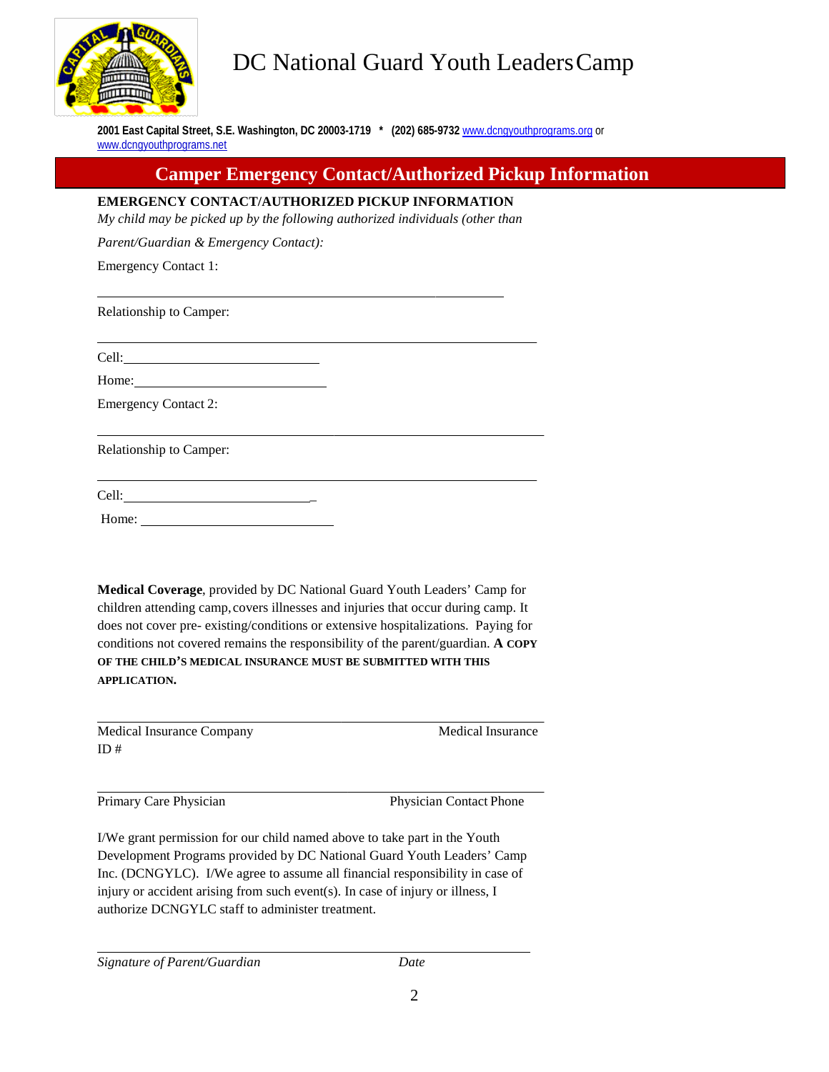# DC National Guard Youth Leaders Camp

**2001 East Capital Street, S.E. Washington, DC 20003-1719 * (202) 685-9732** www.dcngyouthprograms.org or www.dcngyouthprograms.net

## Camper Emergency Contact/Authorized Pickup Information

**EMERGENCY CONTACT/AUTHORIZED PICKUP INFORMATION**

*My child may be picked up by the following authorized individuals (other than Parent/Guardian & Emergency Contact):*

Emergency Contact 1:

_______________________________________________

Relationship to Camper:

_______________________________________________

Cell: ______________________

Home: ______________________

Emergency Contact 2:

_______________________________________________

Relationship to Camper:

_______________________________________________

Cell: ______________________

Home: ______________________

**Medical Coverage**, provided by DC National Guard Youth Leaders' Camp for children attending camp, covers illnesses and injuries that occur during camp. It does not cover pre- existing/conditions or extensive hospitalizations. Paying for conditions not covered remains the responsibility of the parent/guardian. **A COPY OF THE CHILD'S MEDICAL INSURANCE MUST BE SUBMITTED WITH THIS APPLICATION.**

_______________________________________________

Medical Insurance Company                                        Medical Insurance ID #

_______________________________________________

Primary Care Physician                                        Physician Contact Phone

I/We grant permission for our child named above to take part in the Youth Development Programs provided by DC National Guard Youth Leaders' Camp Inc. (DCNGYLC). I/We agree to assume all financial responsibility in case of injury or accident arising from such event(s). In case of injury or illness, I authorize DCNGYLC staff to administer treatment.

_______________________________________________

*Signature of Parent/Guardian*                                        *Date*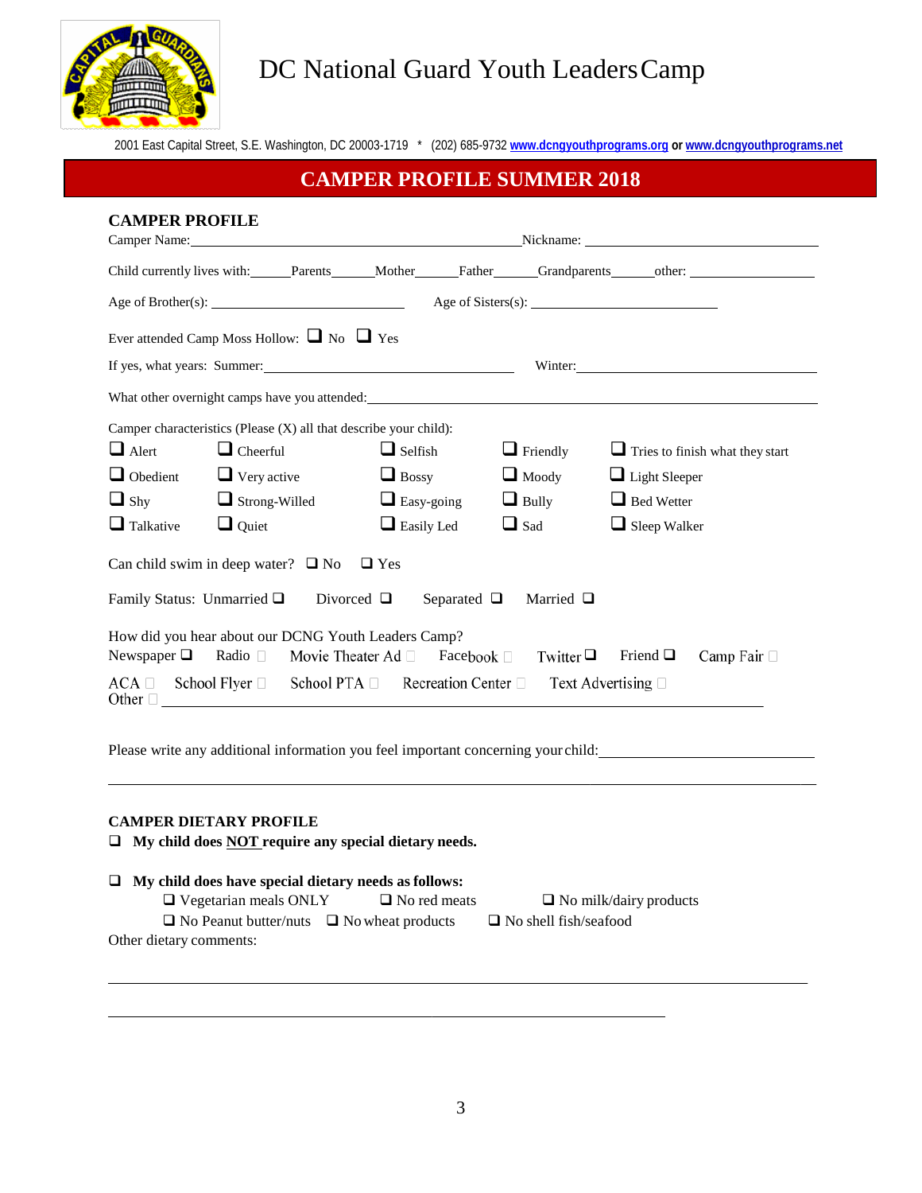# DC National Guard Youth Leaders Camp

2001 East Capital Street, S.E. Washington, DC 20003-1719 * (202) 685-9732 **www.dcngyouthprograms.org** or **www.dcngyouthprograms.net**

## CAMPER PROFILE SUMMER 2018

### CAMPER PROFILE

Camper Name:______________________________________________Nickname: ________________________________

Child currently lives with:______Parents______Mother______Father______Grandparents______other: __________________

Age of Brother(s): ___________________________ Age of Sisters(s): ___________________________

Ever attended Camp Moss Hollow: ☐ No ☐ Yes

If yes, what years: Summer:____________________________________ Winter:______________________________

What other overnight camps have you attended:________________________________________________________

Camper characteristics (Please (X) all that describe your child):

| | | | | |
|---|---|---|---|---|
| ☐ Alert | ☐ Cheerful | ☐ Selfish | ☐ Friendly | ☐ Tries to finish what they start |
| ☐ Obedient | ☐ Very active | ☐ Bossy | ☐ Moody | ☐ Light Sleeper |
| ☐ Shy | ☐ Strong-Willed | ☐ Easy-going | ☐ Bully | ☐ Bed Wetter |
| ☐ Talkative | ☐ Quiet | ☐ Easily Led | ☐ Sad | ☐ Sleep Walker |

Can child swim in deep water? ☐ No ☐ Yes

Family Status: Unmarried ☐ Divorced ☐ Separated ☐ Married ☐

How did you hear about our DCNG Youth Leaders Camp?

Newspaper ☐ Radio ☐ Movie Theater Ad ☐ Facebook ☐ Twitter ☐ Friend ☐ Camp Fair ☐

ACA ☐ School Flyer ☐ School PTA ☐ Recreation Center ☐ Text Advertising ☐

Other ☐ ________________________________________________________________

Please write any additional information you feel important concerning your child:____________________________

________________________________________________________________________________________

### CAMPER DIETARY PROFILE

☐ **My child does NOT require any special dietary needs.**

☐ **My child does have special dietary needs as follows:**

☐ Vegetarian meals ONLY ☐ No red meats ☐ No milk/dairy products

☐ No Peanut butter/nuts ☐ No wheat products ☐ No shell fish/seafood

Other dietary comments:

________________________________________________________________________________________

________________________________________________________________________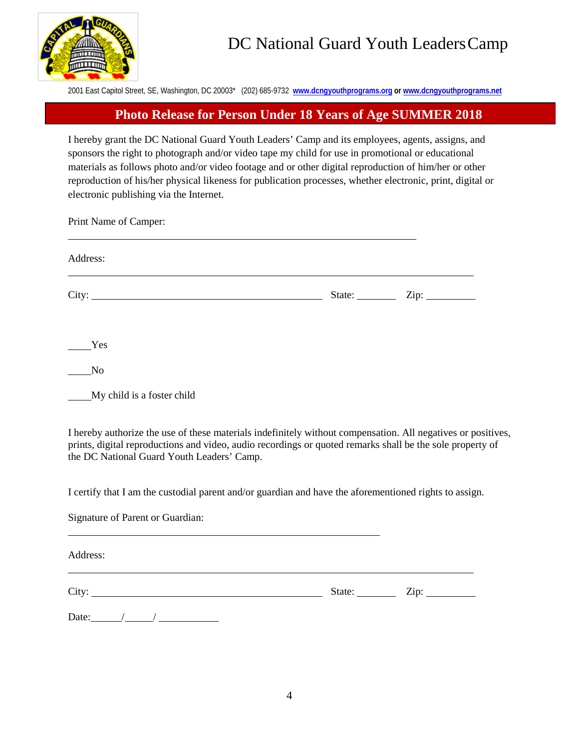# DC National Guard Youth Leaders Camp

2001 East Capitol Street, SE, Washington, DC 20003* (202) 685-9732 **www.dcngyouthprograms.org** or **www.dcngyouthprograms.net**

## Photo Release for Person Under 18 Years of Age SUMMER 2018

I hereby grant the DC National Guard Youth Leaders' Camp and its employees, agents, assigns, and sponsors the right to photograph and/or video tape my child for use in promotional or educational materials as follows photo and/or video footage and or other digital reproduction of him/her or other reproduction of his/her physical likeness for publication processes, whether electronic, print, digital or electronic publishing via the Internet.

Print Name of Camper:

______________________________________________________________

Address:

______________________________________________________________

City: ________________________________________ State: _______ Zip: _________

_____Yes

_____No

_____My child is a foster child

I hereby authorize the use of these materials indefinitely without compensation. All negatives or positives, prints, digital reproductions and video, audio recordings or quoted remarks shall be the sole property of the DC National Guard Youth Leaders' Camp.

I certify that I am the custodial parent and/or guardian and have the aforementioned rights to assign.

Signature of Parent or Guardian:

______________________________________________________

Address:

______________________________________________________________

City: ________________________________________ State: _______ Zip: _________

Date:_____/_____/ ___________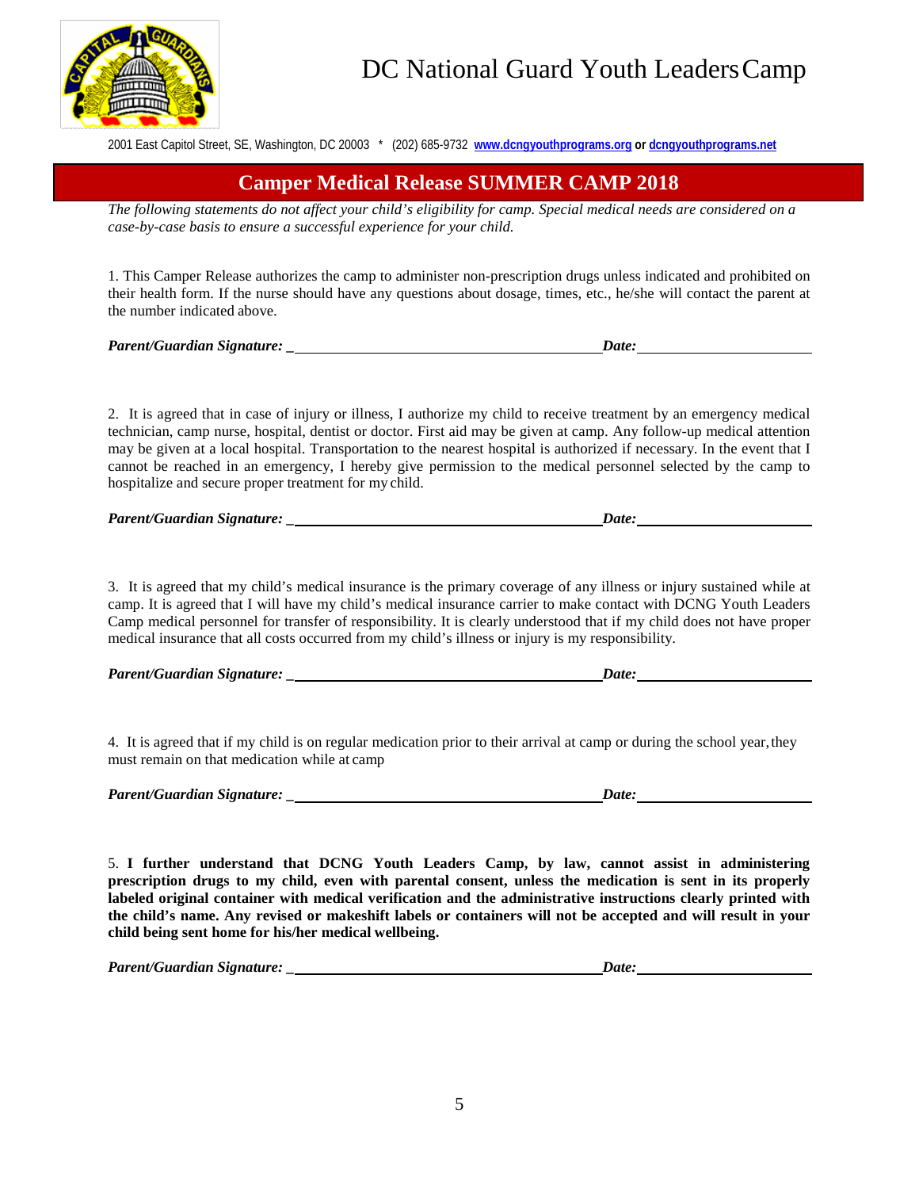# DC National Guard Youth Leaders Camp

2001 East Capitol Street, SE, Washington, DC 20003 * (202) 685-9732 www.dcngyouthprograms.org or dcngyouthprograms.net

## Camper Medical Release SUMMER CAMP 2018

*The following statements do not affect your child's eligibility for camp. Special medical needs are considered on a case-by-case basis to ensure a successful experience for your child.*

1. This Camper Release authorizes the camp to administer non-prescription drugs unless indicated and prohibited on their health form. If the nurse should have any questions about dosage, times, etc., he/she will contact the parent at the number indicated above.

***Parent/Guardian Signature:*** _________________________________________ ***Date:*** ______________________

2. It is agreed that in case of injury or illness, I authorize my child to receive treatment by an emergency medical technician, camp nurse, hospital, dentist or doctor. First aid may be given at camp. Any follow-up medical attention may be given at a local hospital. Transportation to the nearest hospital is authorized if necessary. In the event that I cannot be reached in an emergency, I hereby give permission to the medical personnel selected by the camp to hospitalize and secure proper treatment for my child.

***Parent/Guardian Signature:*** _________________________________________ ***Date:*** ______________________

3. It is agreed that my child's medical insurance is the primary coverage of any illness or injury sustained while at camp. It is agreed that I will have my child's medical insurance carrier to make contact with DCNG Youth Leaders Camp medical personnel for transfer of responsibility. It is clearly understood that if my child does not have proper medical insurance that all costs occurred from my child's illness or injury is my responsibility.

***Parent/Guardian Signature:*** _________________________________________ ***Date:*** ______________________

4. It is agreed that if my child is on regular medication prior to their arrival at camp or during the school year, they must remain on that medication while at camp

***Parent/Guardian Signature:*** _________________________________________ ***Date:*** ______________________

5. **I further understand that DCNG Youth Leaders Camp, by law, cannot assist in administering prescription drugs to my child, even with parental consent, unless the medication is sent in its properly labeled original container with medical verification and the administrative instructions clearly printed with the child's name. Any revised or makeshift labels or containers will not be accepted and will result in your child being sent home for his/her medical wellbeing.**

***Parent/Guardian Signature:*** _________________________________________ ***Date:*** ______________________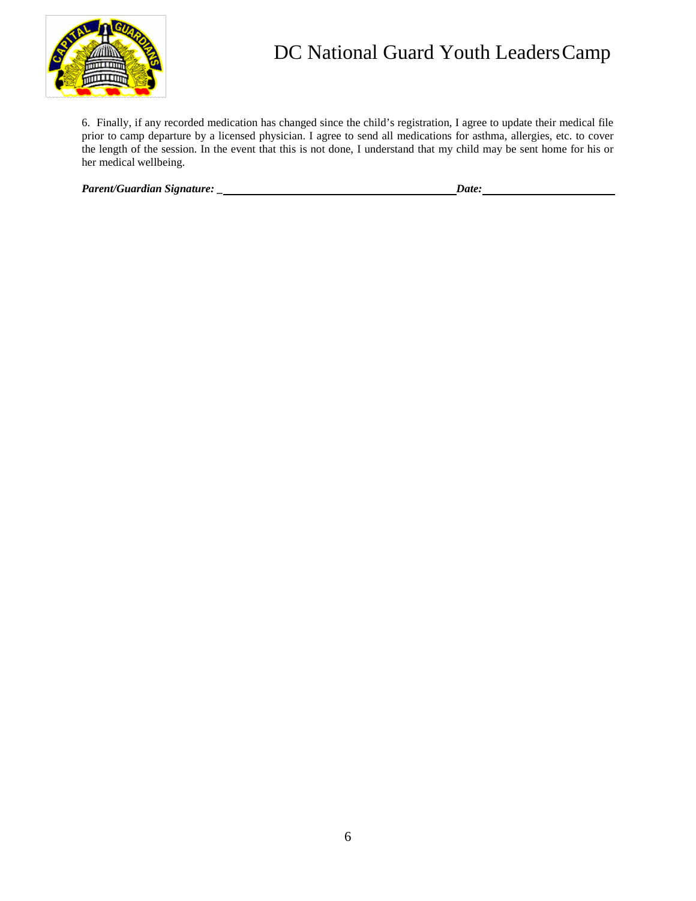6. Finally, if any recorded medication has changed since the child's registration, I agree to update their medical file prior to camp departure by a licensed physician. I agree to send all medications for asthma, allergies, etc. to cover the length of the session. In the event that this is not done, I understand that my child may be sent home for his or her medical wellbeing.

***Parent/Guardian Signature:*** _________________________________________ ***Date:*** ________________________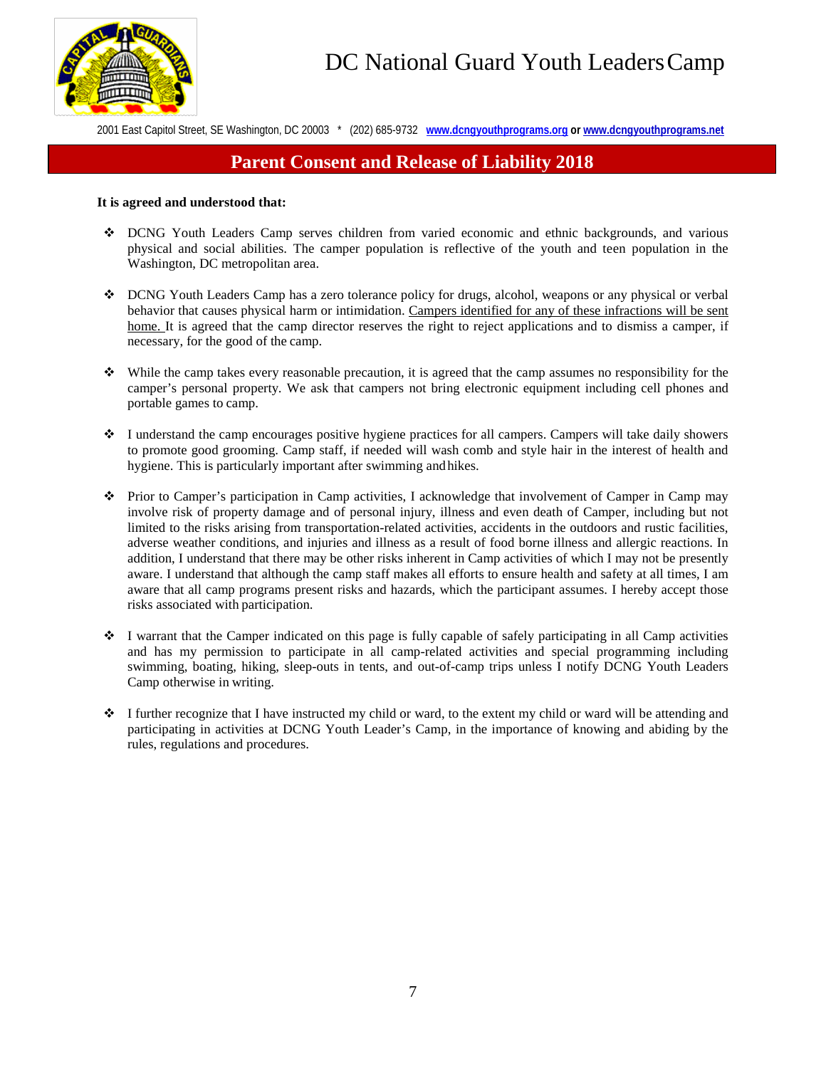# DC National Guard Youth Leaders Camp

2001 East Capitol Street, SE Washington, DC 20003 * (202) 685-9732 **www.dcngyouthprograms.org or www.dcngyouthprograms.net**

## Parent Consent and Release of Liability 2018

**It is agreed and understood that:**

- DCNG Youth Leaders Camp serves children from varied economic and ethnic backgrounds, and various physical and social abilities. The camper population is reflective of the youth and teen population in the Washington, DC metropolitan area.

- DCNG Youth Leaders Camp has a zero tolerance policy for drugs, alcohol, weapons or any physical or verbal behavior that causes physical harm or intimidation. <u>Campers identified for any of these infractions will be sent home.</u> It is agreed that the camp director reserves the right to reject applications and to dismiss a camper, if necessary, for the good of the camp.

- While the camp takes every reasonable precaution, it is agreed that the camp assumes no responsibility for the camper's personal property. We ask that campers not bring electronic equipment including cell phones and portable games to camp.

- I understand the camp encourages positive hygiene practices for all campers. Campers will take daily showers to promote good grooming. Camp staff, if needed will wash comb and style hair in the interest of health and hygiene. This is particularly important after swimming and hikes.

- Prior to Camper's participation in Camp activities, I acknowledge that involvement of Camper in Camp may involve risk of property damage and of personal injury, illness and even death of Camper, including but not limited to the risks arising from transportation-related activities, accidents in the outdoors and rustic facilities, adverse weather conditions, and injuries and illness as a result of food borne illness and allergic reactions. In addition, I understand that there may be other risks inherent in Camp activities of which I may not be presently aware. I understand that although the camp staff makes all efforts to ensure health and safety at all times, I am aware that all camp programs present risks and hazards, which the participant assumes. I hereby accept those risks associated with participation.

- I warrant that the Camper indicated on this page is fully capable of safely participating in all Camp activities and has my permission to participate in all camp-related activities and special programming including swimming, boating, hiking, sleep-outs in tents, and out-of-camp trips unless I notify DCNG Youth Leaders Camp otherwise in writing.

- I further recognize that I have instructed my child or ward, to the extent my child or ward will be attending and participating in activities at DCNG Youth Leader's Camp, in the importance of knowing and abiding by the rules, regulations and procedures.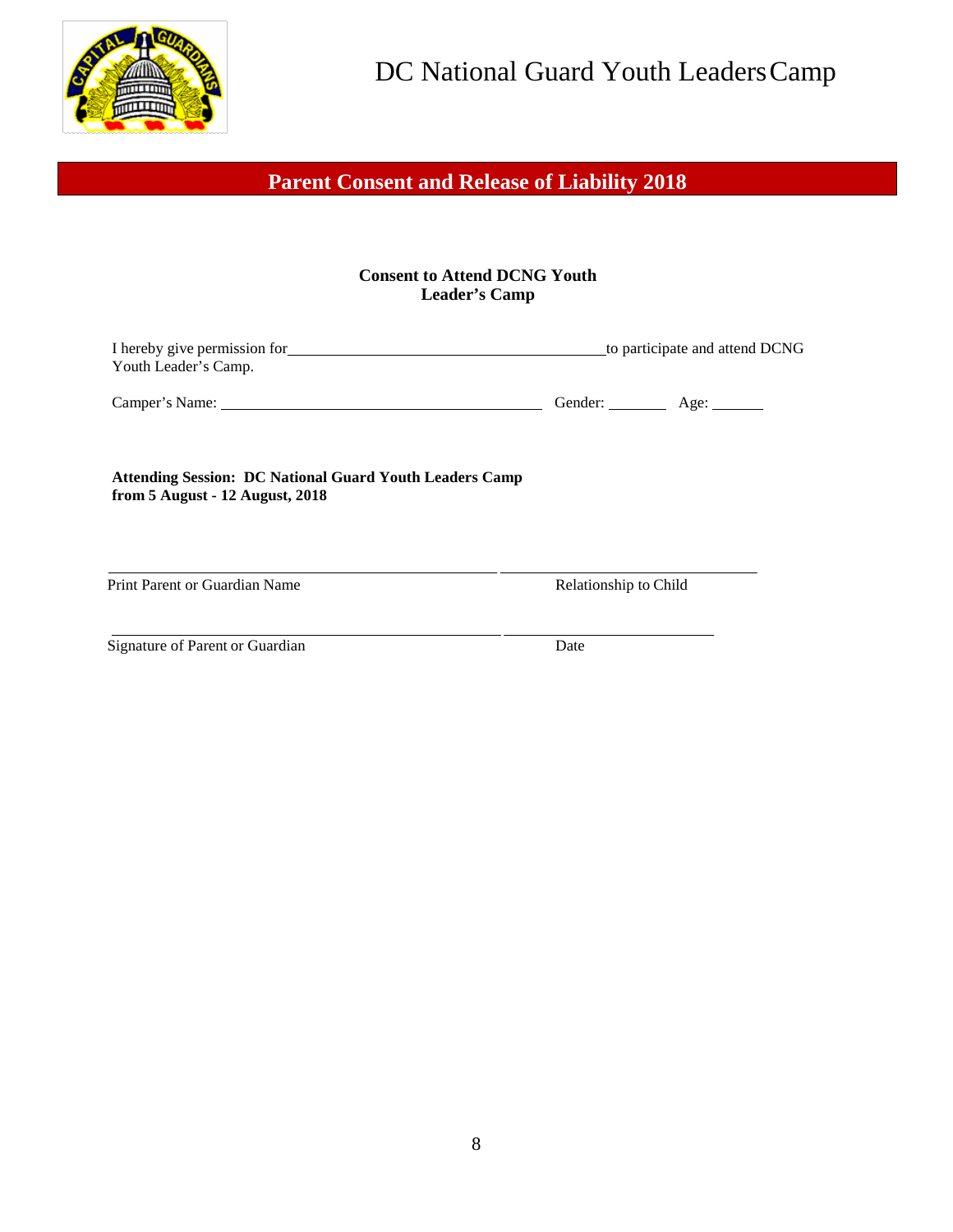# DC National Guard Youth Leaders Camp

## Parent Consent and Release of Liability 2018

**Consent to Attend DCNG Youth Leader's Camp**

I hereby give permission for ________________________________________ to participate and attend DCNG Youth Leader's Camp.

Camper's Name: ________________________________________ Gender: ________ Age: ______

**Attending Session: DC National Guard Youth Leaders Camp from 5 August - 12 August, 2018**

________________________________________ ________________________________

Print Parent or Guardian Name Relationship to Child

________________________________________ __________________________

Signature of Parent or Guardian Date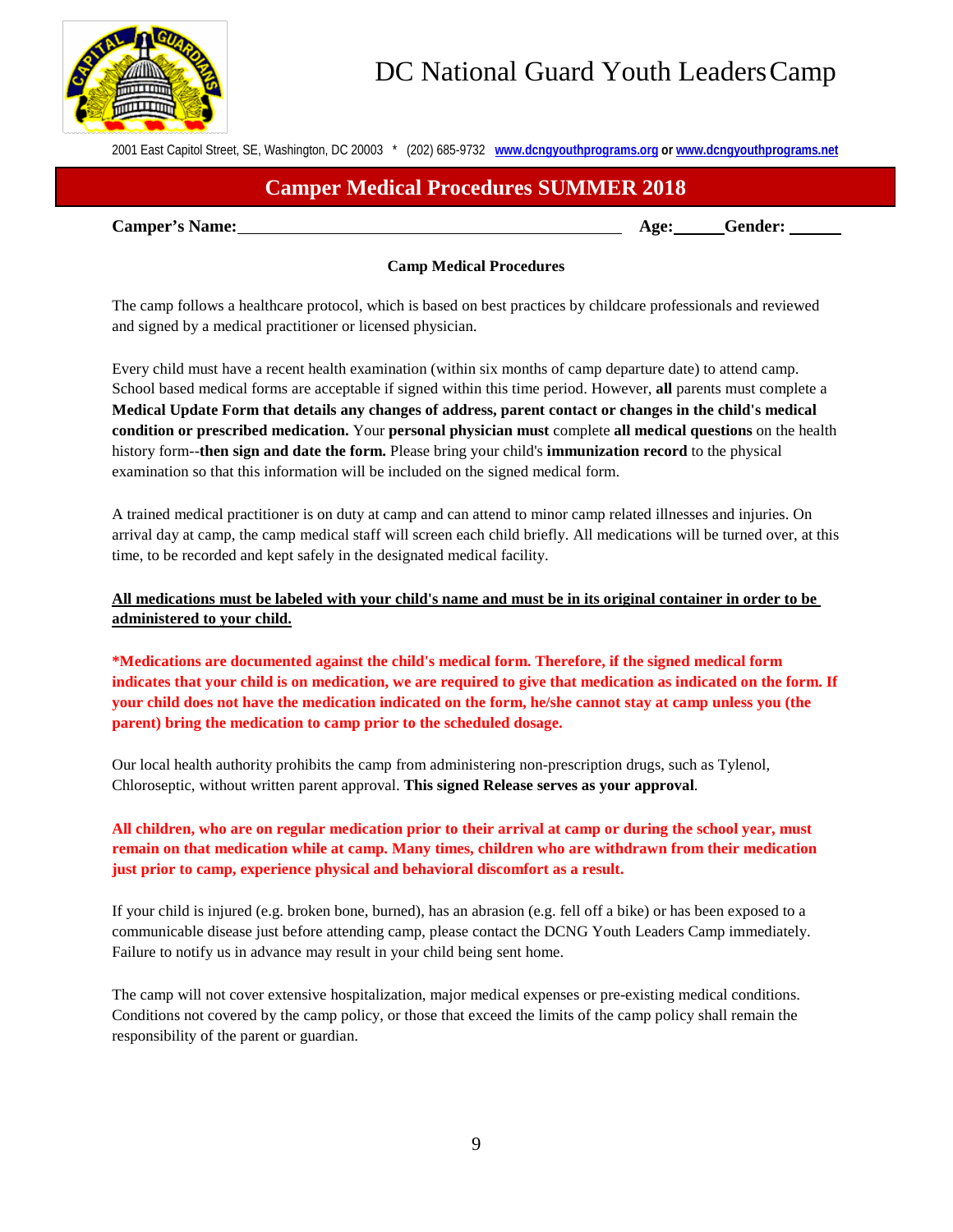# DC National Guard Youth Leaders Camp

2001 East Capitol Street, SE, Washington, DC 20003 * (202) 685-9732 www.dcngyouthprograms.org or www.dcngyouthprograms.net

## Camper Medical Procedures SUMMER 2018

**Camper's Name:** ______________________________ **Age:** ______ **Gender:** ______

### Camp Medical Procedures

The camp follows a healthcare protocol, which is based on best practices by childcare professionals and reviewed and signed by a medical practitioner or licensed physician.

Every child must have a recent health examination (within six months of camp departure date) to attend camp. School based medical forms are acceptable if signed within this time period. However, **all** parents must complete a **Medical Update Form that details any changes of address, parent contact or changes in the child's medical condition or prescribed medication.** Your **personal physician must** complete **all medical questions** on the health history form--**then sign and date the form.** Please bring your child's **immunization record** to the physical examination so that this information will be included on the signed medical form.

A trained medical practitioner is on duty at camp and can attend to minor camp related illnesses and injuries. On arrival day at camp, the camp medical staff will screen each child briefly. All medications will be turned over, at this time, to be recorded and kept safely in the designated medical facility.

**All medications must be labeled with your child's name and must be in its original container in order to be administered to your child.**

**\*Medications are documented against the child's medical form. Therefore, if the signed medical form indicates that your child is on medication, we are required to give that medication as indicated on the form. If your child does not have the medication indicated on the form, he/she cannot stay at camp unless you (the parent) bring the medication to camp prior to the scheduled dosage.**

Our local health authority prohibits the camp from administering non-prescription drugs, such as Tylenol, Chloroseptic, without written parent approval. **This signed Release serves as your approval**.

**All children, who are on regular medication prior to their arrival at camp or during the school year, must remain on that medication while at camp. Many times, children who are withdrawn from their medication just prior to camp, experience physical and behavioral discomfort as a result.**

If your child is injured (e.g. broken bone, burned), has an abrasion (e.g. fell off a bike) or has been exposed to a communicable disease just before attending camp, please contact the DCNG Youth Leaders Camp immediately. Failure to notify us in advance may result in your child being sent home.

The camp will not cover extensive hospitalization, major medical expenses or pre-existing medical conditions. Conditions not covered by the camp policy, or those that exceed the limits of the camp policy shall remain the responsibility of the parent or guardian.